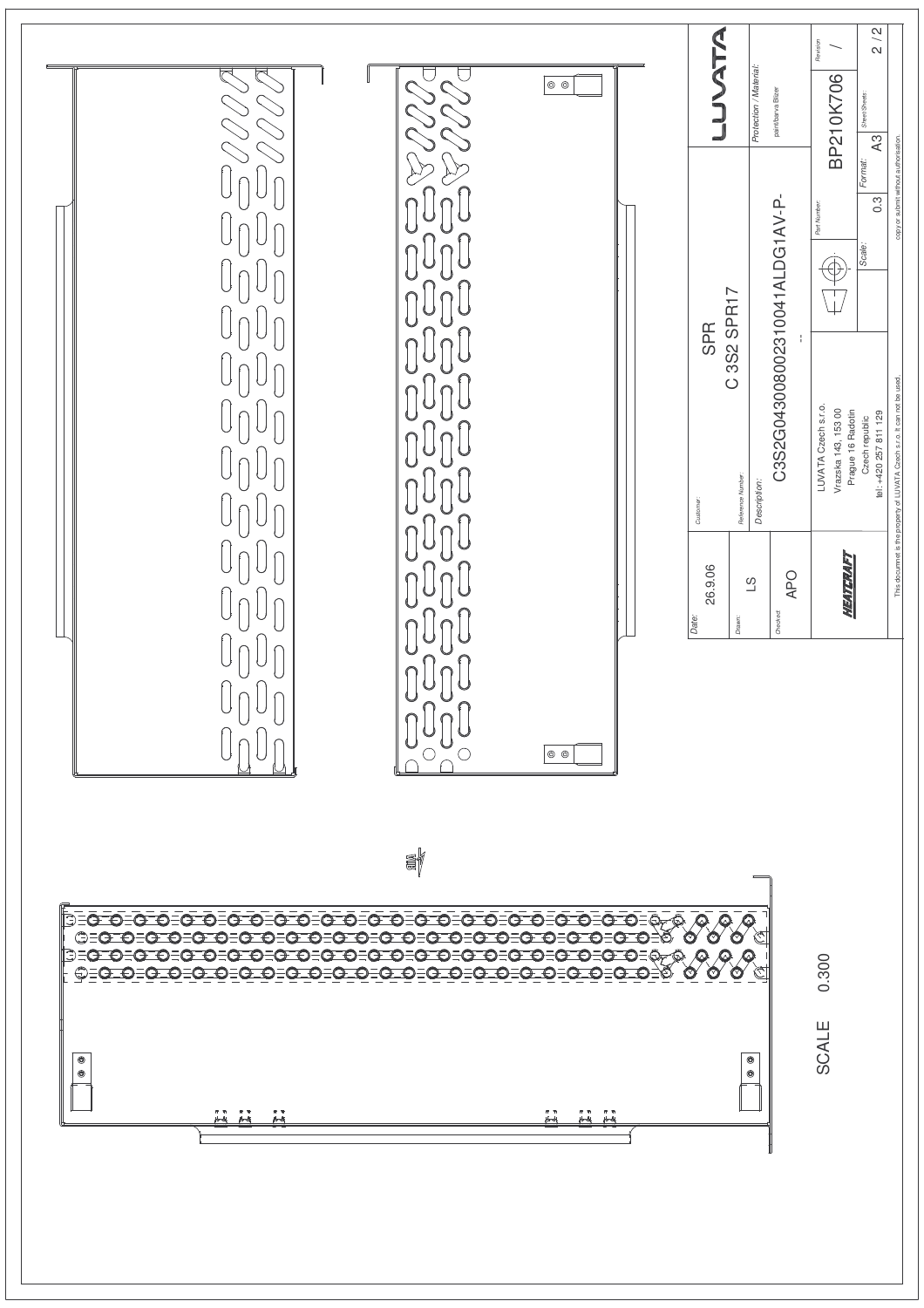SCALE 0.300

| | | | |
|---|---|---|---|
| Date: 26.9.06 | Customer: | SPR | LUVATA |
| Drawn: LS | Reference Number: | C 3S2 SPR17 | Protection / Material: paint/barva Blizer |
| Checked: APO | Description: | C3S2G04300800231004 1ALDG1AV-P- -- | |
| HEATCRAFT | LUVATA Czech s.r.o. Vrazska 143, 153 00 Prague 16 Radotin Czech republic tel.: +420 257 811 129 | Part Number: BP210K706 | Revision: / |
| | | Scale: 0.3 / Format: A3 | Sheet/Sheets: 2 / 2 |

This document is the property of LUVATA Czech s.r.o. It can not be used, copy or submit without authorisation.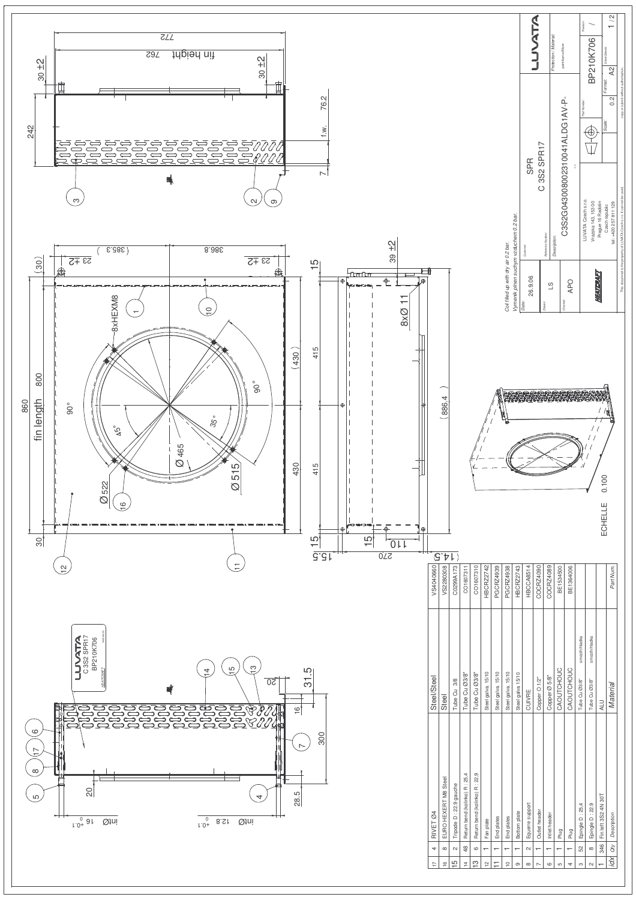| idx | Qty | Description | Material | Part Num. |
|---|---|---|---|---|
| 17 | 4 | RIVET Ø4 | Steel/Steel | VS4040660 |
| 16 | 8 | EURO HEXERT M8 Steel | Steel | VS2280308 |
| 15 | 2 | Tripode D: 22,9 gauche | Tube Cu 3/8 | C0299A173 |
| 14 | 48 | Return bend (kolínko) R: 25,4 | Tube Cu Ø3/8 | CO1607311 |
| 13 | 6 | Return bend (kolínko) R: 22,9 | Tube Cu Ø3/8" | CO1607310 |
| 12 | 1 | Fan plate | Steel galva. 15/10 | HBCRZ2742 |
| 11 | 1 | End plates | Steel galva. 15/10 | PGCRZ4939 |
| 10 | 1 | End plates | Steel galva. 15/10 | PGCRZ4938 |
| 9 | 1 | Bottom plate | Steel galva. 15/10 | HBCRZ2743 |
| 8 | 2 | Equerre support | CUIVRE | HBCCA8514 |
| 7 | 1 | Outlet header | Copper O 1/2" | COCRZ4090 |
| 6 | 1 | Inlet header | Copper Ø 5/8" | COCRZ4089 |
| 5 | 1 | Plug | CAOUTCHOUC | BE1534500 |
| 4 | 1 | Plug | CAOUTCHOUC | BE1364006 |
| 3 | 52 | Epingle D: 25,4 | Tube Cu Ø3/8" smooth/hladka | |
| 2 | 8 | Epingle D: 22,9 | Tube Cu Ø3/8" smooth/hladka | |
| 1 | 346 | Fin left 3S2 4N 30T | ALU | |

Coil filled up with dry air 0.2 bar.
Vymenik plnen suchym vzduchem 0.2 bar.

| | |
|---|---|
| Date: 26.9.06 | Customer: SPR |
| Drawn: LS | Reference Number: C 3S2 SPR17 |
| Checked: APO | Description: C3S2G0430080023I0041ALDG1AV-P- |

LUVATA Czech s.r.o.
Vrazska 143, 153 00
Prague 16 Radotin
Czech republic
tel: +420 257 811 129

Protection / Material: paint/Lamina/Blizzar

Part Number: BP210K706

Revision: /

Scale: 0.2 — Format: A2 — Sheet/Sheets: 1 / 2

This document is the property of LUVATA Czech s.r.o. It can not be used, copy or submit without authorization.

ECHELLE 0.100

LUVATA
C 3S2 SPR17
BP210K706
HEATCRAFT

fin length 800
860
fin height 762
772
242
30 ±2
f.w. 76.2
7
8xHEXM8
Ø 465
Ø 515
Ø 522
90°
45°
35°
(385.3)
386.8
23 ±2
(30)
30
(430)
430
415
15
8xØ 11
39 ±2
(886.4)
15.5
270
110
(14.5)
intØ 16 +0.1/0
intØ 12.8 +0.1/0
20
28.5
300
16
31.5
20